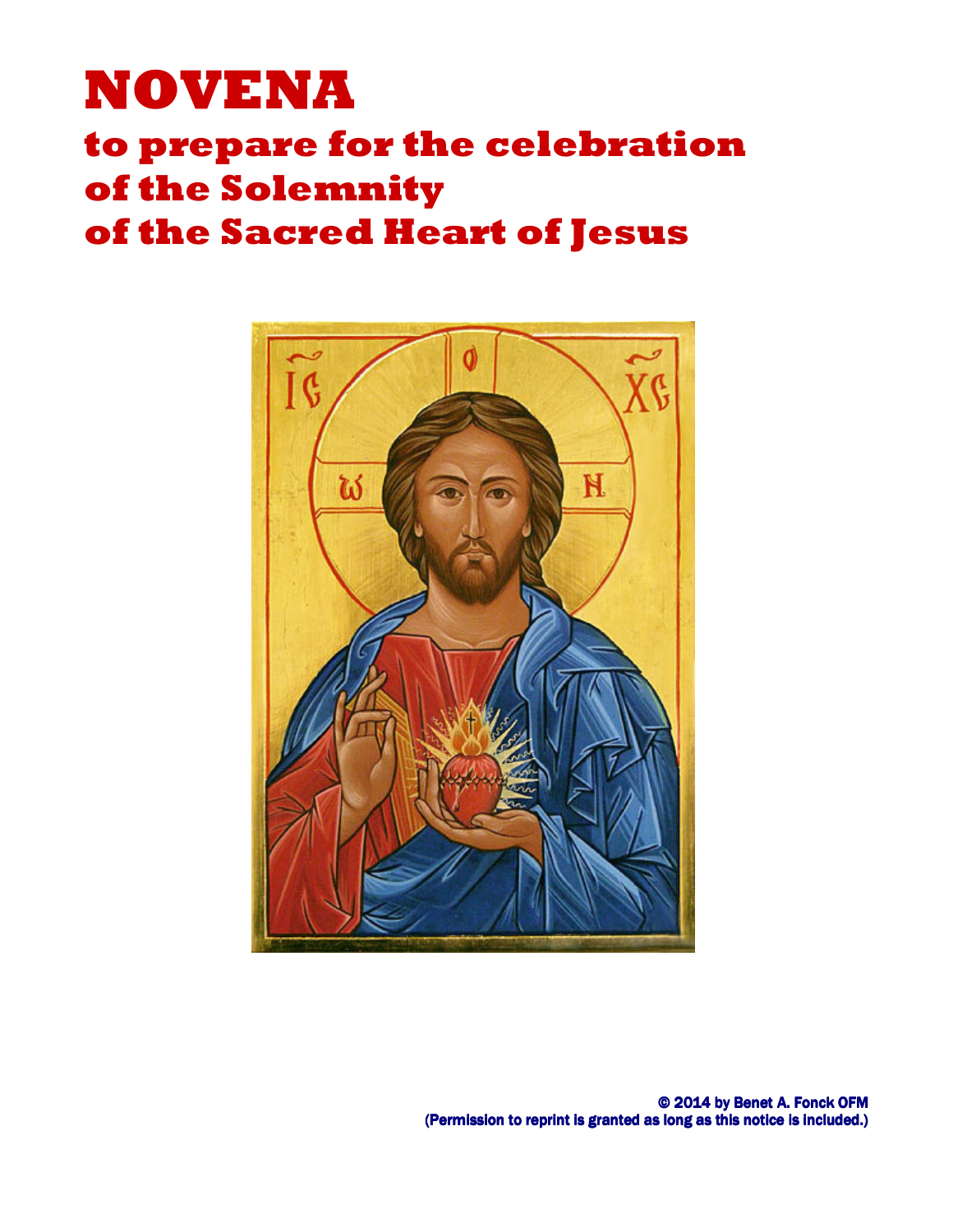# NOVENA

## to prepare for the celebration of the Solemnity of the Sacred Heart of Jesus

© 2014 by Benet A. Fonck OFM
(Permission to reprint is granted as long as this notice is included.)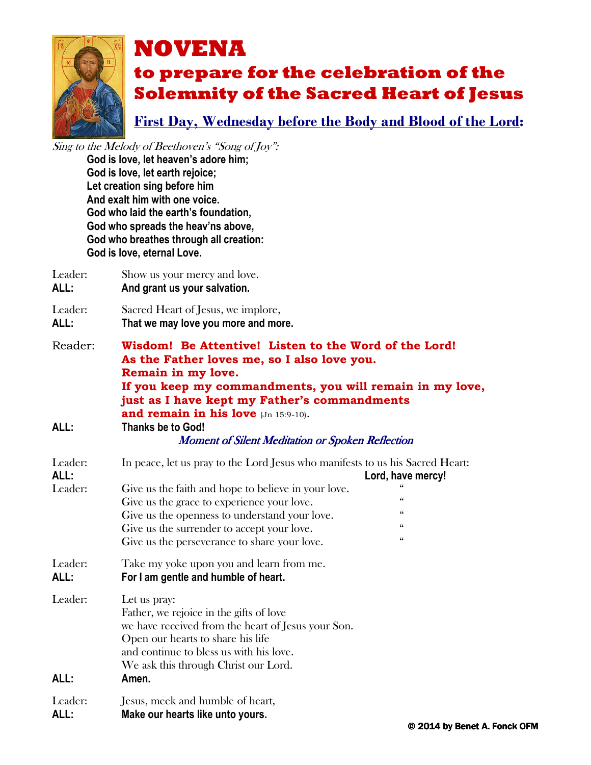# NOVENA

## to prepare for the celebration of the Solemnity of the Sacred Heart of Jesus

### First Day, Wednesday before the Body and Blood of the Lord:

*Sing to the Melody of Beethoven's "Song of Joy":*

**God is love, let heaven's adore him;**
**God is love, let earth rejoice;**
**Let creation sing before him**
**And exalt him with one voice.**
**God who laid the earth's foundation,**
**God who spreads the heav'ns above,**
**God who breathes through all creation:**
**God is love, eternal Love.**

Leader: Show us your mercy and love.
**ALL: And grant us your salvation.**

Leader: Sacred Heart of Jesus, we implore,
**ALL: That we may love you more and more.**

Reader: **Wisdom! Be Attentive! Listen to the Word of the Lord!**
**As the Father loves me, so I also love you.**
**Remain in my love.**
**If you keep my commandments, you will remain in my love,**
**just as I have kept my Father's commandments**
**and remain in his love** (Jn 15:9-10).
**ALL: Thanks be to God!**

*Moment of Silent Meditation or Spoken Reflection*

Leader: In peace, let us pray to the Lord Jesus who manifests to us his Sacred Heart:
**ALL: Lord, have mercy!**
Leader: Give us the faith and hope to believe in your love. "
Give us the grace to experience your love. "
Give us the openness to understand your love. "
Give us the surrender to accept your love. "
Give us the perseverance to share your love. "

Leader: Take my yoke upon you and learn from me.
**ALL: For I am gentle and humble of heart.**

Leader: Let us pray:
Father, we rejoice in the gifts of love
we have received from the heart of Jesus your Son.
Open our hearts to share his life
and continue to bless us with his love.
We ask this through Christ our Lord.
**ALL: Amen.**

Leader: Jesus, meek and humble of heart,
**ALL: Make our hearts like unto yours.**

**© 2014 by Benet A. Fonck OFM**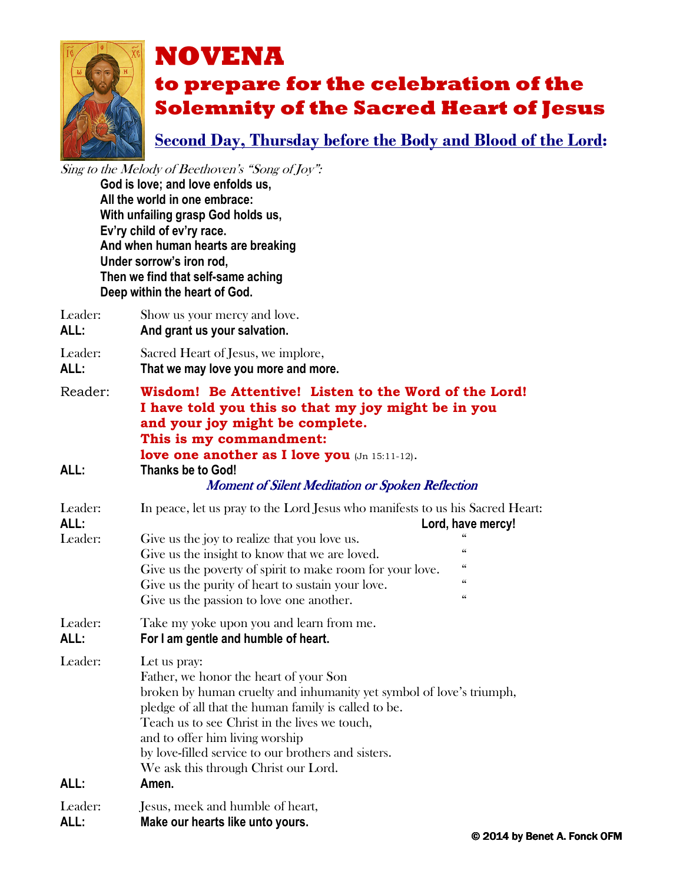# NOVENA

## to prepare for the celebration of the Solemnity of the Sacred Heart of Jesus

### Second Day, Thursday before the Body and Blood of the Lord:

*Sing to the Melody of Beethoven's "Song of Joy":*

**God is love; and love enfolds us,**
**All the world in one embrace:**
**With unfailing grasp God holds us,**
**Ev'ry child of ev'ry race.**
**And when human hearts are breaking**
**Under sorrow's iron rod,**
**Then we find that self-same aching**
**Deep within the heart of God.**

Leader: Show us your mercy and love.
**ALL: And grant us your salvation.**

Leader: Sacred Heart of Jesus, we implore,
**ALL: That we may love you more and more.**

Reader: **Wisdom! Be Attentive! Listen to the Word of the Lord!**
**I have told you this so that my joy might be in you**
**and your joy might be complete.**
**This is my commandment:**
**love one another as I love you** (Jn 15:11-12).
**ALL: Thanks be to God!**

*Moment of Silent Meditation or Spoken Reflection*

Leader: In peace, let us pray to the Lord Jesus who manifests to us his Sacred Heart:
**ALL: Lord, have mercy!**

Leader:
Give us the joy to realize that you love us. "
Give us the insight to know that we are loved. "
Give us the poverty of spirit to make room for your love. "
Give us the purity of heart to sustain your love. "
Give us the passion to love one another. "

Leader: Take my yoke upon you and learn from me.
**ALL: For I am gentle and humble of heart.**

Leader: Let us pray:
Father, we honor the heart of your Son
broken by human cruelty and inhumanity yet symbol of love's triumph,
pledge of all that the human family is called to be.
Teach us to see Christ in the lives we touch,
and to offer him living worship
by love-filled service to our brothers and sisters.
We ask this through Christ our Lord.
**ALL: Amen.**

Leader: Jesus, meek and humble of heart,
**ALL: Make our hearts like unto yours.**

**© 2014 by Benet A. Fonck OFM**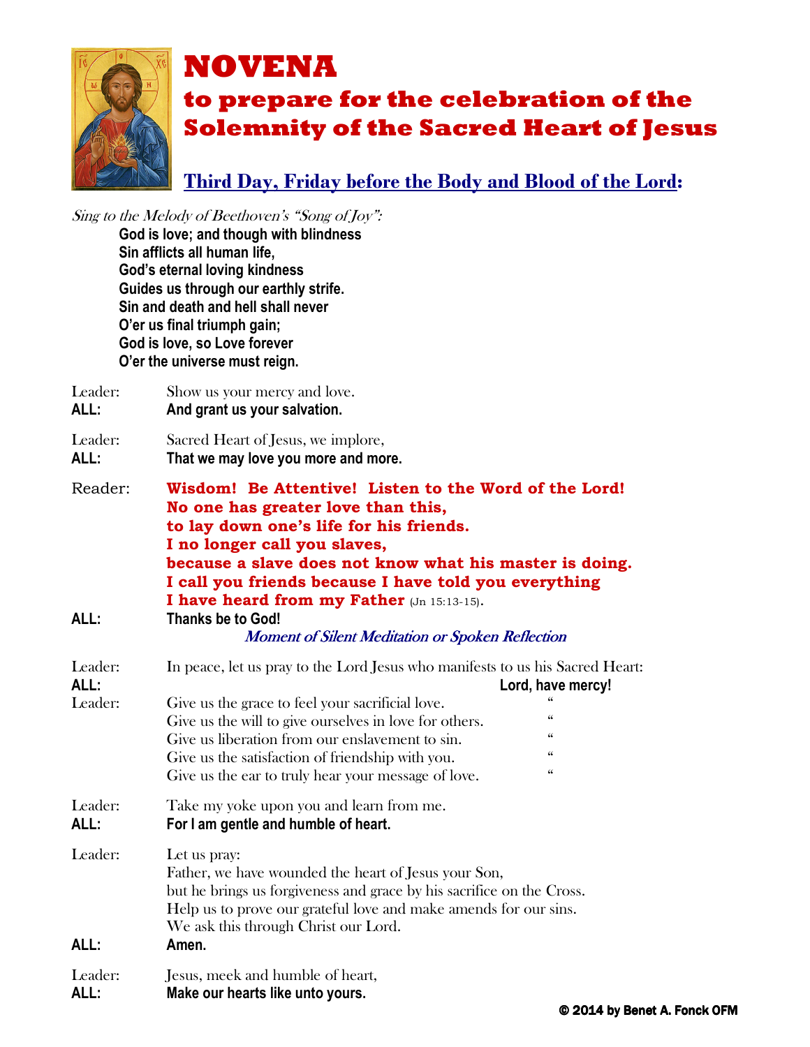# NOVENA

## to prepare for the celebration of the Solemnity of the Sacred Heart of Jesus

### Third Day, Friday before the Body and Blood of the Lord:

*Sing to the Melody of Beethoven's "Song of Joy":*

**God is love; and though with blindness**
**Sin afflicts all human life,**
**God's eternal loving kindness**
**Guides us through our earthly strife.**
**Sin and death and hell shall never**
**O'er us final triumph gain;**
**God is love, so Love forever**
**O'er the universe must reign.**

Leader: Show us your mercy and love.
**ALL: And grant us your salvation.**

Leader: Sacred Heart of Jesus, we implore,
**ALL: That we may love you more and more.**

Reader: **Wisdom! Be Attentive! Listen to the Word of the Lord!**
**No one has greater love than this,**
**to lay down one's life for his friends.**
**I no longer call you slaves,**
**because a slave does not know what his master is doing.**
**I call you friends because I have told you everything**
**I have heard from my Father** (Jn 15:13-15).

**ALL: Thanks be to God!**

*Moment of Silent Meditation or Spoken Reflection*

Leader: In peace, let us pray to the Lord Jesus who manifests to us his Sacred Heart:
**ALL: Lord, have mercy!**

Leader: Give us the grace to feel your sacrificial love. "
Give us the will to give ourselves in love for others. "
Give us liberation from our enslavement to sin. "
Give us the satisfaction of friendship with you. "
Give us the ear to truly hear your message of love. "

Leader: Take my yoke upon you and learn from me.
**ALL: For I am gentle and humble of heart.**

Leader: Let us pray:
Father, we have wounded the heart of Jesus your Son,
but he brings us forgiveness and grace by his sacrifice on the Cross.
Help us to prove our grateful love and make amends for our sins.
We ask this through Christ our Lord.
**ALL: Amen.**

Leader: Jesus, meek and humble of heart,
**ALL: Make our hearts like unto yours.**

**© 2014 by Benet A. Fonck OFM**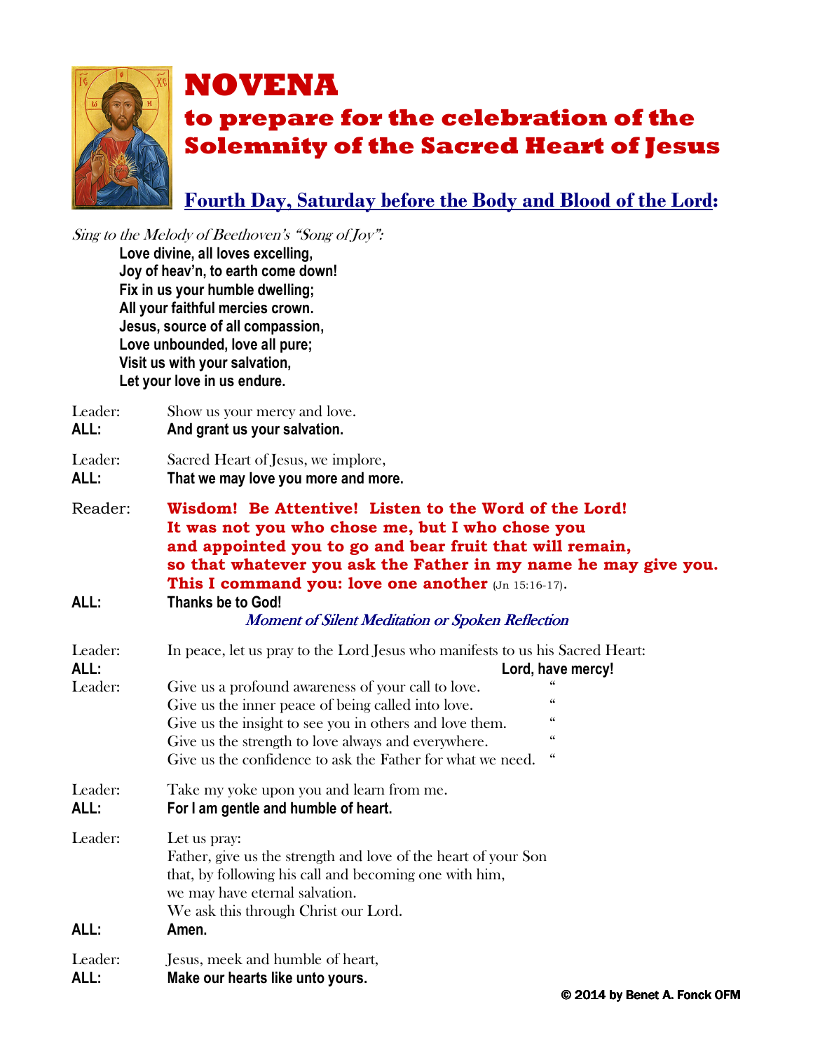# NOVENA

## to prepare for the celebration of the Solemnity of the Sacred Heart of Jesus

### Fourth Day, Saturday before the Body and Blood of the Lord:

*Sing to the Melody of Beethoven's "Song of Joy":*

**Love divine, all loves excelling,**
**Joy of heav'n, to earth come down!**
**Fix in us your humble dwelling;**
**All your faithful mercies crown.**
**Jesus, source of all compassion,**
**Love unbounded, love all pure;**
**Visit us with your salvation,**
**Let your love in us endure.**

Leader: Show us your mercy and love.
**ALL: And grant us your salvation.**

Leader: Sacred Heart of Jesus, we implore,
**ALL: That we may love you more and more.**

Reader: **Wisdom! Be Attentive! Listen to the Word of the Lord!**
**It was not you who chose me, but I who chose you**
**and appointed you to go and bear fruit that will remain,**
**so that whatever you ask the Father in my name he may give you.**
**This I command you: love one another** (Jn 15:16-17).

**ALL: Thanks be to God!**

*Moment of Silent Meditation or Spoken Reflection*

Leader: In peace, let us pray to the Lord Jesus who manifests to us his Sacred Heart:
**ALL: Lord, have mercy!**

Leader:
Give us a profound awareness of your call to love. "
Give us the inner peace of being called into love. "
Give us the insight to see you in others and love them. "
Give us the strength to love always and everywhere. "
Give us the confidence to ask the Father for what we need. "

Leader: Take my yoke upon you and learn from me.
**ALL: For I am gentle and humble of heart.**

Leader: Let us pray:
Father, give us the strength and love of the heart of your Son
that, by following his call and becoming one with him,
we may have eternal salvation.
We ask this through Christ our Lord.
**ALL: Amen.**

Leader: Jesus, meek and humble of heart,
**ALL: Make our hearts like unto yours.**

**© 2014 by Benet A. Fonck OFM**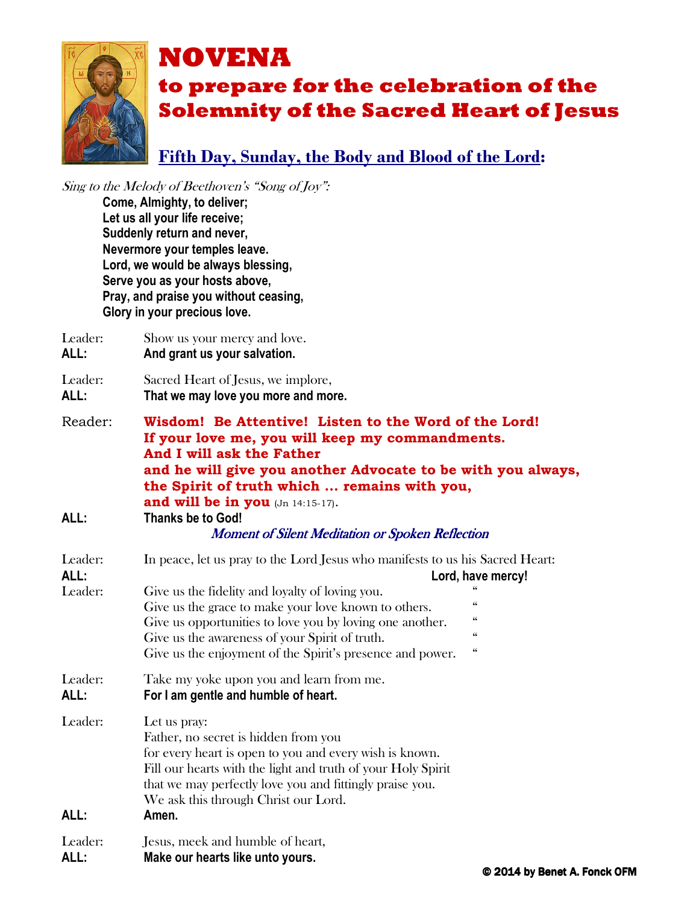# NOVENA

## to prepare for the celebration of the Solemnity of the Sacred Heart of Jesus

### Fifth Day, Sunday, the Body and Blood of the Lord:

*Sing to the Melody of Beethoven's "Song of Joy":*

**Come, Almighty, to deliver;**
**Let us all your life receive;**
**Suddenly return and never,**
**Nevermore your temples leave.**
**Lord, we would be always blessing,**
**Serve you as your hosts above,**
**Pray, and praise you without ceasing,**
**Glory in your precious love.**

Leader: Show us your mercy and love.
**ALL: And grant us your salvation.**

Leader: Sacred Heart of Jesus, we implore,
**ALL: That we may love you more and more.**

Reader: **Wisdom! Be Attentive! Listen to the Word of the Lord!**
**If your love me, you will keep my commandments.**
**And I will ask the Father**
**and he will give you another Advocate to be with you always,**
**the Spirit of truth which … remains with you,**
**and will be in you** (Jn 14:15-17).
**ALL: Thanks be to God!**

*Moment of Silent Meditation or Spoken Reflection*

Leader: In peace, let us pray to the Lord Jesus who manifests to us his Sacred Heart:
**ALL: Lord, have mercy!**
Leader: Give us the fidelity and loyalty of loving you. "
Give us the grace to make your love known to others. "
Give us opportunities to love you by loving one another. "
Give us the awareness of your Spirit of truth. "
Give us the enjoyment of the Spirit's presence and power. "

Leader: Take my yoke upon you and learn from me.
**ALL: For I am gentle and humble of heart.**

Leader: Let us pray:
Father, no secret is hidden from you
for every heart is open to you and every wish is known.
Fill our hearts with the light and truth of your Holy Spirit
that we may perfectly love you and fittingly praise you.
We ask this through Christ our Lord.
**ALL: Amen.**

Leader: Jesus, meek and humble of heart,
**ALL: Make our hearts like unto yours.**

**© 2014 by Benet A. Fonck OFM**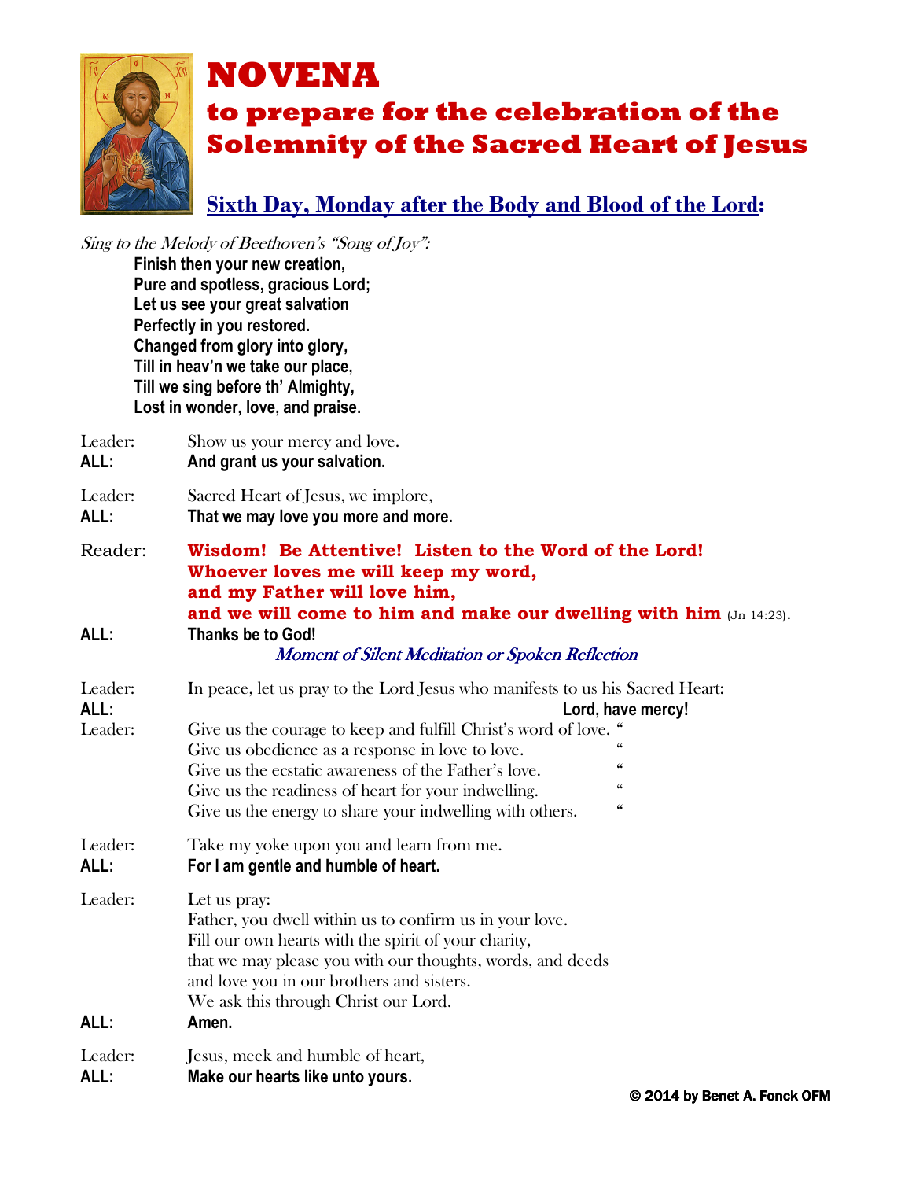# NOVENA

## to prepare for the celebration of the Solemnity of the Sacred Heart of Jesus

### Sixth Day, Monday after the Body and Blood of the Lord:

*Sing to the Melody of Beethoven's "Song of Joy":*

**Finish then your new creation,**
**Pure and spotless, gracious Lord;**
**Let us see your great salvation**
**Perfectly in you restored.**
**Changed from glory into glory,**
**Till in heav'n we take our place,**
**Till we sing before th' Almighty,**
**Lost in wonder, love, and praise.**

Leader: Show us your mercy and love.
**ALL: And grant us your salvation.**

Leader: Sacred Heart of Jesus, we implore,
**ALL: That we may love you more and more.**

Reader: **Wisdom! Be Attentive! Listen to the Word of the Lord!**
**Whoever loves me will keep my word,**
**and my Father will love him,**
**and we will come to him and make our dwelling with him** (Jn 14:23).
**ALL: Thanks be to God!**

*Moment of Silent Meditation or Spoken Reflection*

Leader: In peace, let us pray to the Lord Jesus who manifests to us his Sacred Heart:
**ALL: Lord, have mercy!**

Leader:
Give us the courage to keep and fulfill Christ's word of love. "
Give us obedience as a response in love to love. "
Give us the ecstatic awareness of the Father's love. "
Give us the readiness of heart for your indwelling. "
Give us the energy to share your indwelling with others. "

Leader: Take my yoke upon you and learn from me.
**ALL: For I am gentle and humble of heart.**

Leader: Let us pray:
Father, you dwell within us to confirm us in your love.
Fill our own hearts with the spirit of your charity,
that we may please you with our thoughts, words, and deeds
and love you in our brothers and sisters.
We ask this through Christ our Lord.
**ALL: Amen.**

Leader: Jesus, meek and humble of heart,
**ALL: Make our hearts like unto yours.**

**© 2014 by Benet A. Fonck OFM**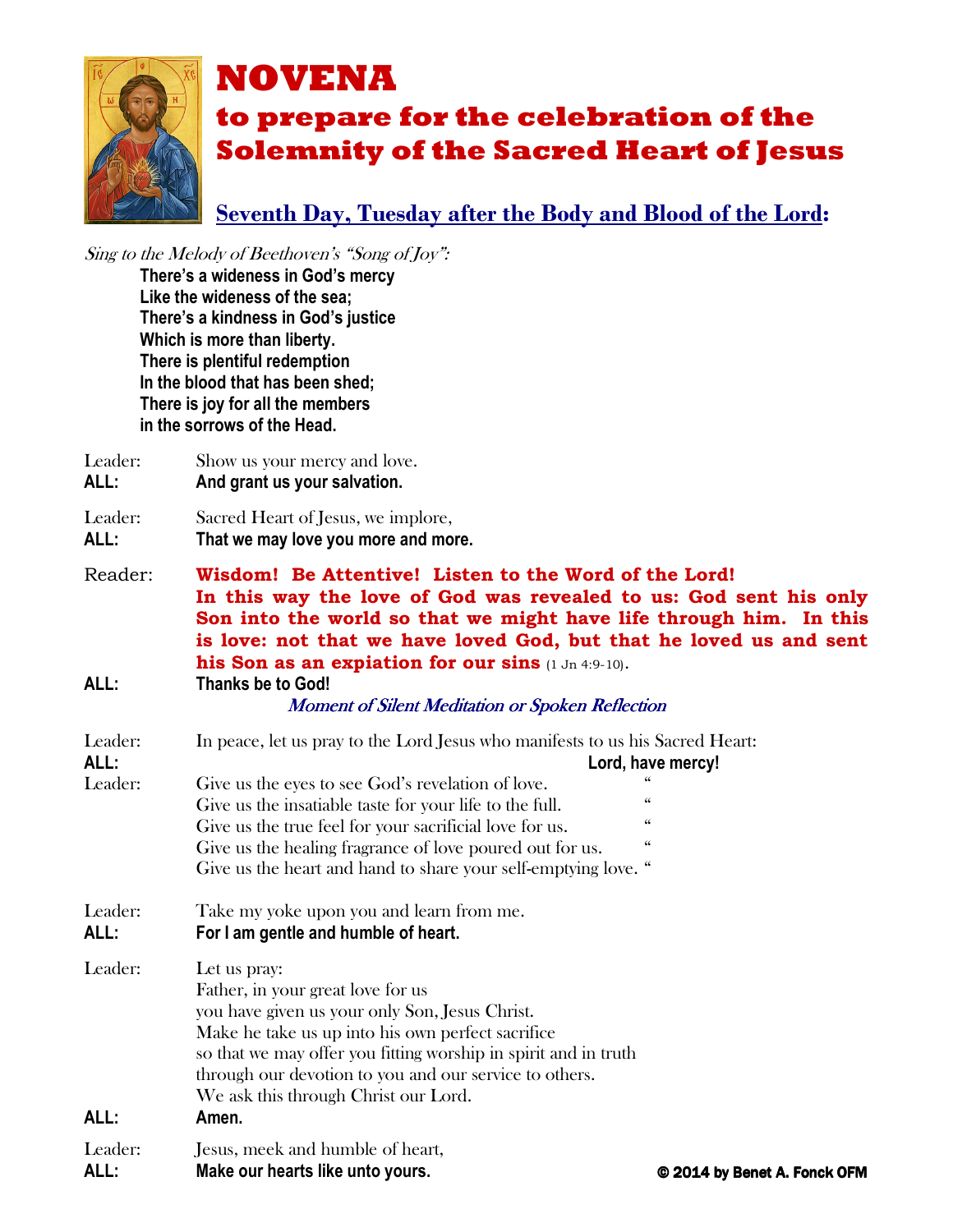# NOVENA

## to prepare for the celebration of the Solemnity of the Sacred Heart of Jesus

### Seventh Day, Tuesday after the Body and Blood of the Lord:

*Sing to the Melody of Beethoven's "Song of Joy":*

**There's a wideness in God's mercy**
**Like the wideness of the sea;**
**There's a kindness in God's justice**
**Which is more than liberty.**
**There is plentiful redemption**
**In the blood that has been shed;**
**There is joy for all the members**
**in the sorrows of the Head.**

Leader: Show us your mercy and love.
**ALL: And grant us your salvation.**

Leader: Sacred Heart of Jesus, we implore,
**ALL: That we may love you more and more.**

Reader: **Wisdom! Be Attentive! Listen to the Word of the Lord!**
**In this way the love of God was revealed to us: God sent his only Son into the world so that we might have life through him. In this is love: not that we have loved God, but that he loved us and sent his Son as an expiation for our sins** (1 Jn 4:9-10).
**ALL: Thanks be to God!**

*Moment of Silent Meditation or Spoken Reflection*

Leader: In peace, let us pray to the Lord Jesus who manifests to us his Sacred Heart:
**ALL: Lord, have mercy!**

Leader: Give us the eyes to see God's revelation of love. "
Give us the insatiable taste for your life to the full. "
Give us the true feel for your sacrificial love for us. "
Give us the healing fragrance of love poured out for us. "
Give us the heart and hand to share your self-emptying love. "

Leader: Take my yoke upon you and learn from me.
**ALL: For I am gentle and humble of heart.**

Leader: Let us pray:
Father, in your great love for us
you have given us your only Son, Jesus Christ.
Make he take us up into his own perfect sacrifice
so that we may offer you fitting worship in spirit and in truth
through our devotion to you and our service to others.
We ask this through Christ our Lord.
**ALL: Amen.**

Leader: Jesus, meek and humble of heart,
**ALL: Make our hearts like unto yours.**

**© 2014 by Benet A. Fonck OFM**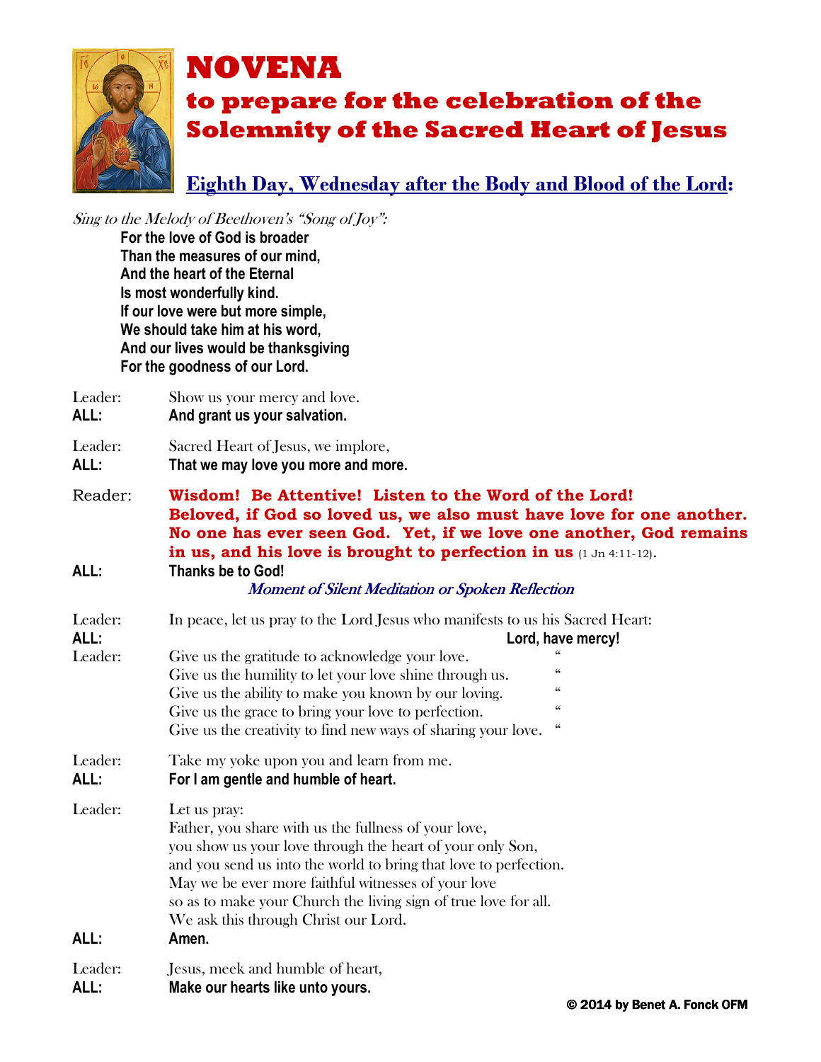# NOVENA

## to prepare for the celebration of the Solemnity of the Sacred Heart of Jesus

### Eighth Day, Wednesday after the Body and Blood of the Lord:

*Sing to the Melody of Beethoven's "Song of Joy":*

**For the love of God is broader**
**Than the measures of our mind,**
**And the heart of the Eternal**
**Is most wonderfully kind.**
**If our love were but more simple,**
**We should take him at his word,**
**And our lives would be thanksgiving**
**For the goodness of our Lord.**

Leader: Show us your mercy and love.
**ALL: And grant us your salvation.**

Leader: Sacred Heart of Jesus, we implore,
**ALL: That we may love you more and more.**

Reader: **Wisdom! Be Attentive! Listen to the Word of the Lord!**
**Beloved, if God so loved us, we also must have love for one another. No one has ever seen God. Yet, if we love one another, God remains in us, and his love is brought to perfection in us** (1 Jn 4:11-12).
**ALL: Thanks be to God!**

*Moment of Silent Meditation or Spoken Reflection*

Leader: In peace, let us pray to the Lord Jesus who manifests to us his Sacred Heart:
**ALL: Lord, have mercy!**
Leader: Give us the gratitude to acknowledge your love. "
Give us the humility to let your love shine through us. "
Give us the ability to make you known by our loving. "
Give us the grace to bring your love to perfection. "
Give us the creativity to find new ways of sharing your love. "

Leader: Take my yoke upon you and learn from me.
**ALL: For I am gentle and humble of heart.**

Leader: Let us pray:
Father, you share with us the fullness of your love,
you show us your love through the heart of your only Son,
and you send us into the world to bring that love to perfection.
May we be ever more faithful witnesses of your love
so as to make your Church the living sign of true love for all.
We ask this through Christ our Lord.
**ALL: Amen.**

Leader: Jesus, meek and humble of heart,
**ALL: Make our hearts like unto yours.**

**© 2014 by Benet A. Fonck OFM**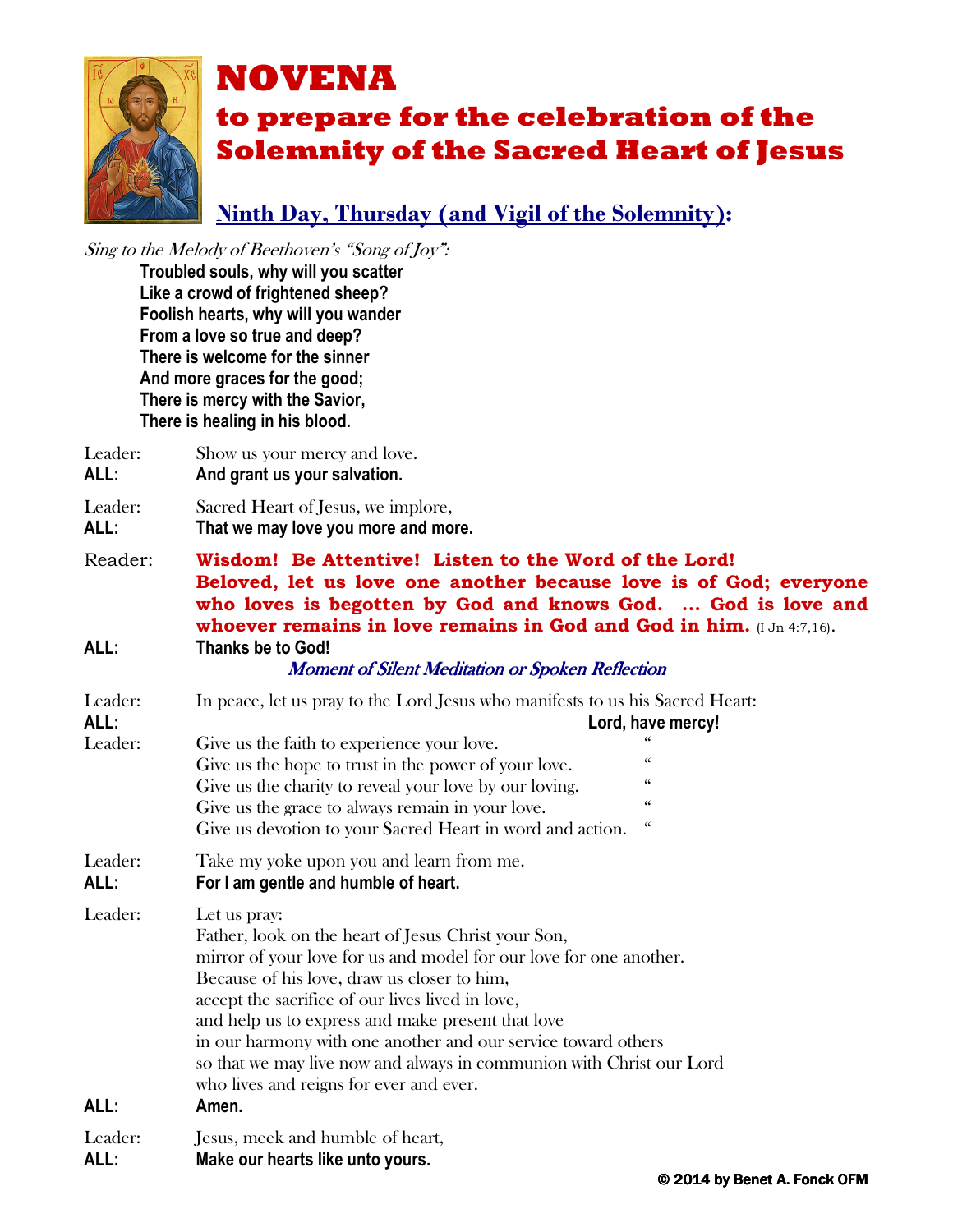# NOVENA

## to prepare for the celebration of the Solemnity of the Sacred Heart of Jesus

### Ninth Day, Thursday (and Vigil of the Solemnity):

*Sing to the Melody of Beethoven's "Song of Joy":*

**Troubled souls, why will you scatter**
**Like a crowd of frightened sheep?**
**Foolish hearts, why will you wander**
**From a love so true and deep?**
**There is welcome for the sinner**
**And more graces for the good;**
**There is mercy with the Savior,**
**There is healing in his blood.**

Leader: Show us your mercy and love.
**ALL: And grant us your salvation.**

Leader: Sacred Heart of Jesus, we implore,
**ALL: That we may love you more and more.**

Reader: **Wisdom! Be Attentive! Listen to the Word of the Lord! Beloved, let us love one another because love is of God; everyone who loves is begotten by God and knows God. … God is love and whoever remains in love remains in God and God in him.** (I Jn 4:7,16).
**ALL: Thanks be to God!**

*Moment of Silent Meditation or Spoken Reflection*

Leader: In peace, let us pray to the Lord Jesus who manifests to us his Sacred Heart:
**ALL: Lord, have mercy!**

Leader:
Give us the faith to experience your love. "
Give us the hope to trust in the power of your love. "
Give us the charity to reveal your love by our loving. "
Give us the grace to always remain in your love. "
Give us devotion to your Sacred Heart in word and action. "

Leader: Take my yoke upon you and learn from me.
**ALL: For I am gentle and humble of heart.**

Leader: Let us pray:
Father, look on the heart of Jesus Christ your Son,
mirror of your love for us and model for our love for one another.
Because of his love, draw us closer to him,
accept the sacrifice of our lives lived in love,
and help us to express and make present that love
in our harmony with one another and our service toward others
so that we may live now and always in communion with Christ our Lord
who lives and reigns for ever and ever.
**ALL: Amen.**

Leader: Jesus, meek and humble of heart,
**ALL: Make our hearts like unto yours.**

**© 2014 by Benet A. Fonck OFM**